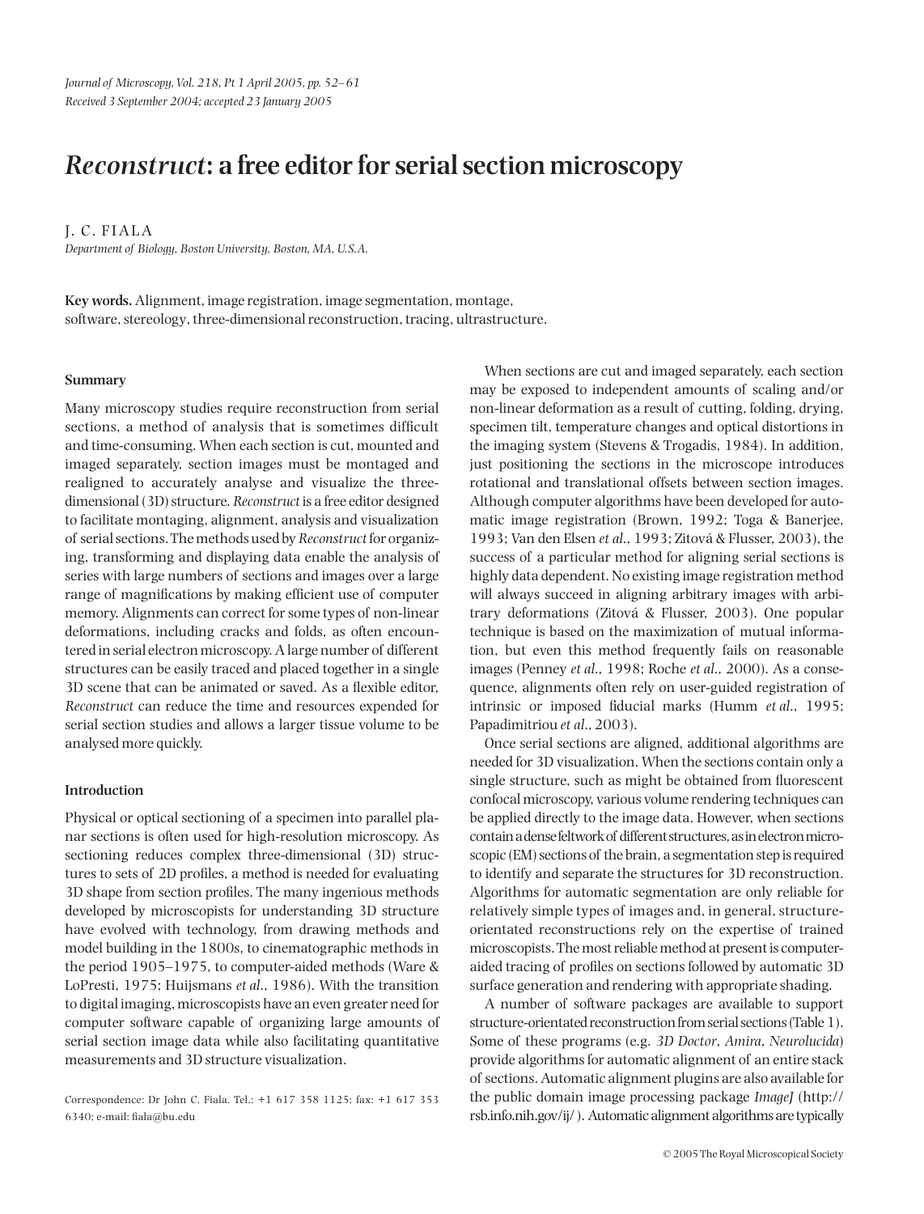# *Reconstruct*: a free editor for serial section microscopy

J. C. FIALA

*Department of Biology, Boston University, Boston, MA, U.S.A.*

**Key words.** Alignment, image registration, image segmentation, montage, software, stereology, three-dimensional reconstruction, tracing, ultrastructure.

## Summary

Many microscopy studies require reconstruction from serial sections, a method of analysis that is sometimes difficult and time-consuming. When each section is cut, mounted and imaged separately, section images must be montaged and realigned to accurately analyse and visualize the three-dimensional (3D) structure. *Reconstruct* is a free editor designed to facilitate montaging, alignment, analysis and visualization of serial sections. The methods used by *Reconstruct* for organizing, transforming and displaying data enable the analysis of series with large numbers of sections and images over a large range of magnifications by making efficient use of computer memory. Alignments can correct for some types of non-linear deformations, including cracks and folds, as often encountered in serial electron microscopy. A large number of different structures can be easily traced and placed together in a single 3D scene that can be animated or saved. As a flexible editor, *Reconstruct* can reduce the time and resources expended for serial section studies and allows a larger tissue volume to be analysed more quickly.

## Introduction

Physical or optical sectioning of a specimen into parallel planar sections is often used for high-resolution microscopy. As sectioning reduces complex three-dimensional (3D) structures to sets of 2D profiles, a method is needed for evaluating 3D shape from section profiles. The many ingenious methods developed by microscopists for understanding 3D structure have evolved with technology, from drawing methods and model building in the 1800s, to cinematographic methods in the period 1905–1975, to computer-aided methods (Ware & LoPresti, 1975; Huijsmans *et al*., 1986). With the transition to digital imaging, microscopists have an even greater need for computer software capable of organizing large amounts of serial section image data while also facilitating quantitative measurements and 3D structure visualization.

When sections are cut and imaged separately, each section may be exposed to independent amounts of scaling and/or non-linear deformation as a result of cutting, folding, drying, specimen tilt, temperature changes and optical distortions in the imaging system (Stevens & Trogadis, 1984). In addition, just positioning the sections in the microscope introduces rotational and translational offsets between section images. Although computer algorithms have been developed for automatic image registration (Brown, 1992; Toga & Banerjee, 1993; Van den Elsen *et al*., 1993; Zitová & Flusser, 2003), the success of a particular method for aligning serial sections is highly data dependent. No existing image registration method will always succeed in aligning arbitrary images with arbitrary deformations (Zitová & Flusser, 2003). One popular technique is based on the maximization of mutual information, but even this method frequently fails on reasonable images (Penney *et al*., 1998; Roche *et al*., 2000). As a consequence, alignments often rely on user-guided registration of intrinsic or imposed fiducial marks (Humm *et al*., 1995; Papadimitriou *et al*., 2003).

Once serial sections are aligned, additional algorithms are needed for 3D visualization. When the sections contain only a single structure, such as might be obtained from fluorescent confocal microscopy, various volume rendering techniques can be applied directly to the image data. However, when sections contain a dense feltwork of different structures, as in electron microscopic (EM) sections of the brain, a segmentation step is required to identify and separate the structures for 3D reconstruction. Algorithms for automatic segmentation are only reliable for relatively simple types of images and, in general, structure-orientated reconstructions rely on the expertise of trained microscopists. The most reliable method at present is computer-aided tracing of profiles on sections followed by automatic 3D surface generation and rendering with appropriate shading.

A number of software packages are available to support structure-orientated reconstruction from serial sections (Table 1). Some of these programs (e.g. *3D Doctor*, *Amira*, *Neurolucida*) provide algorithms for automatic alignment of an entire stack of sections. Automatic alignment plugins are also available for the public domain image processing package *ImageJ* (http://rsb.info.nih.gov/ij/). Automatic alignment algorithms are typically

Correspondence: Dr John C. Fiala. Tel.: +1 617 358 1125; fax: +1 617 353 6340; e-mail: fiala@bu.edu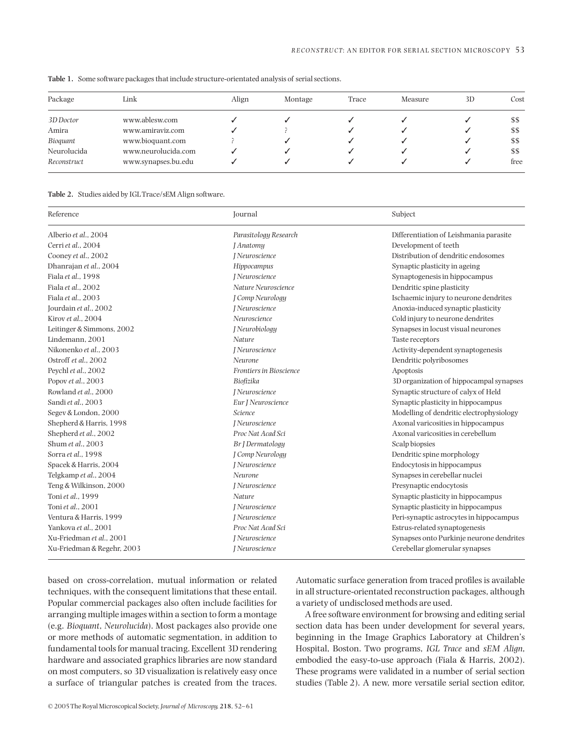**Table 1.** Some software packages that include structure-orientated analysis of serial sections.

| Package | Link | Align | Montage | Trace | Measure | 3D | Cost |
|---|---|---|---|---|---|---|---|
| *3D Doctor* | www.ablesw.com | ✓ | ✓ | ✓ | ✓ | ✓ | $$ |
| Amira | www.amiraviz.com | ✓ | ? | ✓ | ✓ | ✓ | $$ |
| *Bioquant* | www.bioquant.com | ? | ✓ | ✓ | ✓ | ✓ | $$ |
| Neurolucida | www.neurolucida.com | ✓ | ✓ | ✓ | ✓ | ✓ | $$ |
| *Reconstruct* | www.synapses.bu.edu | ✓ | ✓ | ✓ | ✓ | ✓ | free |

**Table 2.** Studies aided by IGL Trace/sEM Align software.

| Reference | Journal | Subject |
|---|---|---|
| Alberio *et al.*, 2004 | *Parasitology Research* | Differentiation of Leishmania parasite |
| Cerri *et al.*, 2004 | *J Anatomy* | Development of teeth |
| Cooney *et al.*, 2002 | *J Neuroscience* | Distribution of dendritic endosomes |
| Dhanrajan *et al.*, 2004 | *Hippocampus* | Synaptic plasticity in ageing |
| Fiala *et al.*, 1998 | *J Neuroscience* | Synaptogenesis in hippocampus |
| Fiala *et al.*, 2002 | *Nature Neuroscience* | Dendritic spine plasticity |
| Fiala *et al.*, 2003 | *J Comp Neurology* | Ischaemic injury to neurone dendrites |
| Jourdain *et al.*, 2002 | *J Neuroscience* | Anoxia-induced synaptic plasticity |
| Kirov *et al.*, 2004 | *Neuroscience* | Cold injury to neurone dendrites |
| Leitinger & Simmons, 2002 | *J Neurobiology* | Synapses in locust visual neurones |
| Lindemann, 2001 | *Nature* | Taste receptors |
| Nikonenko *et al.*, 2003 | *J Neuroscience* | Activity-dependent synaptogenesis |
| Ostroff *et al.*, 2002 | *Neurone* | Dendritic polyribosomes |
| Peychl *et al.*, 2002 | *Frontiers in Bioscience* | Apoptosis |
| Popov *et al.*, 2003 | *Biofizika* | 3D organization of hippocampal synapses |
| Rowland *et al.*, 2000 | *J Neuroscience* | Synaptic structure of calyx of Held |
| Sandi *et al.*, 2003 | *Eur J Neuroscience* | Synaptic plasticity in hippocampus |
| Segev & London, 2000 | *Science* | Modelling of dendritic electrophysiology |
| Shepherd & Harris, 1998 | *J Neuroscience* | Axonal varicosities in hippocampus |
| Shepherd *et al.*, 2002 | *Proc Nat Acad Sci* | Axonal varicosities in cerebellum |
| Shum *et al.*, 2003 | *Br J Dermatology* | Scalp biopsies |
| Sorra *et al.*, 1998 | *J Comp Neurology* | Dendritic spine morphology |
| Spacek & Harris, 2004 | *J Neuroscience* | Endocytosis in hippocampus |
| Telgkamp *et al.*, 2004 | *Neurone* | Synapses in cerebellar nuclei |
| Teng & Wilkinson, 2000 | *J Neuroscience* | Presynaptic endocytosis |
| Toni *et al.*, 1999 | *Nature* | Synaptic plasticity in hippocampus |
| Toni *et al.*, 2001 | *J Neuroscience* | Synaptic plasticity in hippocampus |
| Ventura & Harris, 1999 | *J Neuroscience* | Peri-synaptic astrocytes in hippocampus |
| Yankova *et al.*, 2001 | *Proc Nat Acad Sci* | Estrus-related synaptogenesis |
| Xu-Friedman *et al.*, 2001 | *J Neuroscience* | Synapses onto Purkinje neurone dendrites |
| Xu-Friedman & Regehr, 2003 | *J Neuroscience* | Cerebellar glomerular synapses |

based on cross-correlation, mutual information or related techniques, with the consequent limitations that these entail. Popular commercial packages also often include facilities for arranging multiple images within a section to form a montage (e.g. *Bioquant*, *Neurolucida*). Most packages also provide one or more methods of automatic segmentation, in addition to fundamental tools for manual tracing. Excellent 3D rendering hardware and associated graphics libraries are now standard on most computers, so 3D visualization is relatively easy once a surface of triangular patches is created from the traces. Automatic surface generation from traced profiles is available in all structure-orientated reconstruction packages, although a variety of undisclosed methods are used.

A free software environment for browsing and editing serial section data has been under development for several years, beginning in the Image Graphics Laboratory at Children's Hospital, Boston. Two programs, *IGL Trace* and *sEM Align*, embodied the easy-to-use approach (Fiala & Harris, 2002). These programs were validated in a number of serial section studies (Table 2). A new, more versatile serial section editor,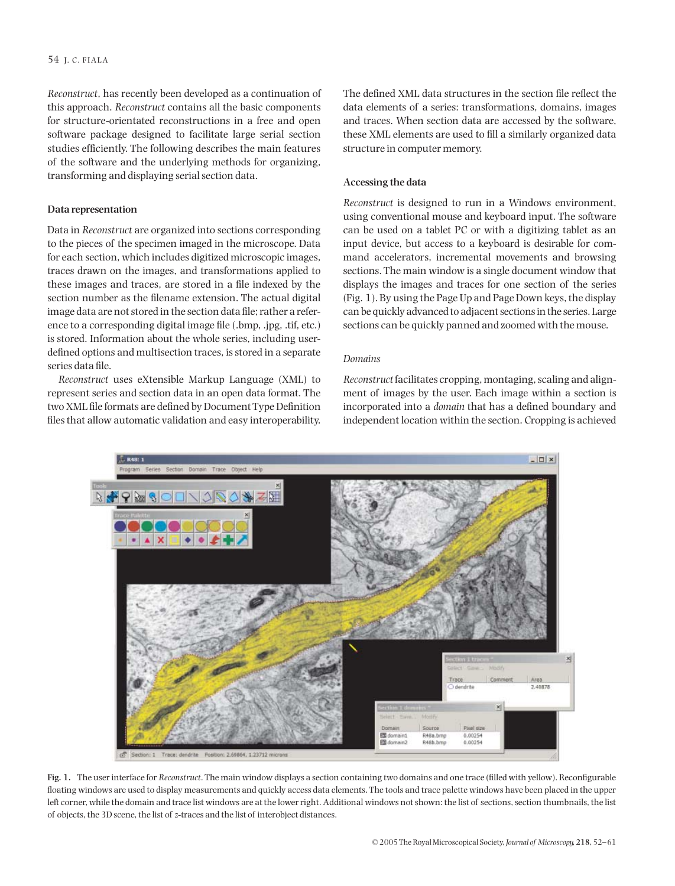*Reconstruct*, has recently been developed as a continuation of this approach. *Reconstruct* contains all the basic components for structure-orientated reconstructions in a free and open software package designed to facilitate large serial section studies efficiently. The following describes the main features of the software and the underlying methods for organizing, transforming and displaying serial section data.

### Data representation

Data in *Reconstruct* are organized into sections corresponding to the pieces of the specimen imaged in the microscope. Data for each section, which includes digitized microscopic images, traces drawn on the images, and transformations applied to these images and traces, are stored in a file indexed by the section number as the filename extension. The actual digital image data are not stored in the section data file; rather a reference to a corresponding digital image file (.bmp, .jpg, .tif, etc.) is stored. Information about the whole series, including user-defined options and multisection traces, is stored in a separate series data file.

*Reconstruct* uses eXtensible Markup Language (XML) to represent series and section data in an open data format. The two XML file formats are defined by Document Type Definition files that allow automatic validation and easy interoperability. The defined XML data structures in the section file reflect the data elements of a series: transformations, domains, images and traces. When section data are accessed by the software, these XML elements are used to fill a similarly organized data structure in computer memory.

### Accessing the data

*Reconstruct* is designed to run in a Windows environment, using conventional mouse and keyboard input. The software can be used on a tablet PC or with a digitizing tablet as an input device, but access to a keyboard is desirable for command accelerators, incremental movements and browsing sections. The main window is a single document window that displays the images and traces for one section of the series (Fig. 1). By using the Page Up and Page Down keys, the display can be quickly advanced to adjacent sections in the series. Large sections can be quickly panned and zoomed with the mouse.

#### *Domains*

*Reconstruct* facilitates cropping, montaging, scaling and alignment of images by the user. Each image within a section is incorporated into a *domain* that has a defined boundary and independent location within the section. Cropping is achieved

**Fig. 1.** The user interface for *Reconstruct*. The main window displays a section containing two domains and one trace (filled with yellow). Reconfigurable floating windows are used to display measurements and quickly access data elements. The tools and trace palette windows have been placed in the upper left corner, while the domain and trace list windows are at the lower right. Additional windows not shown: the list of sections, section thumbnails, the list of objects, the 3D scene, the list of *z*-traces and the list of interobject distances.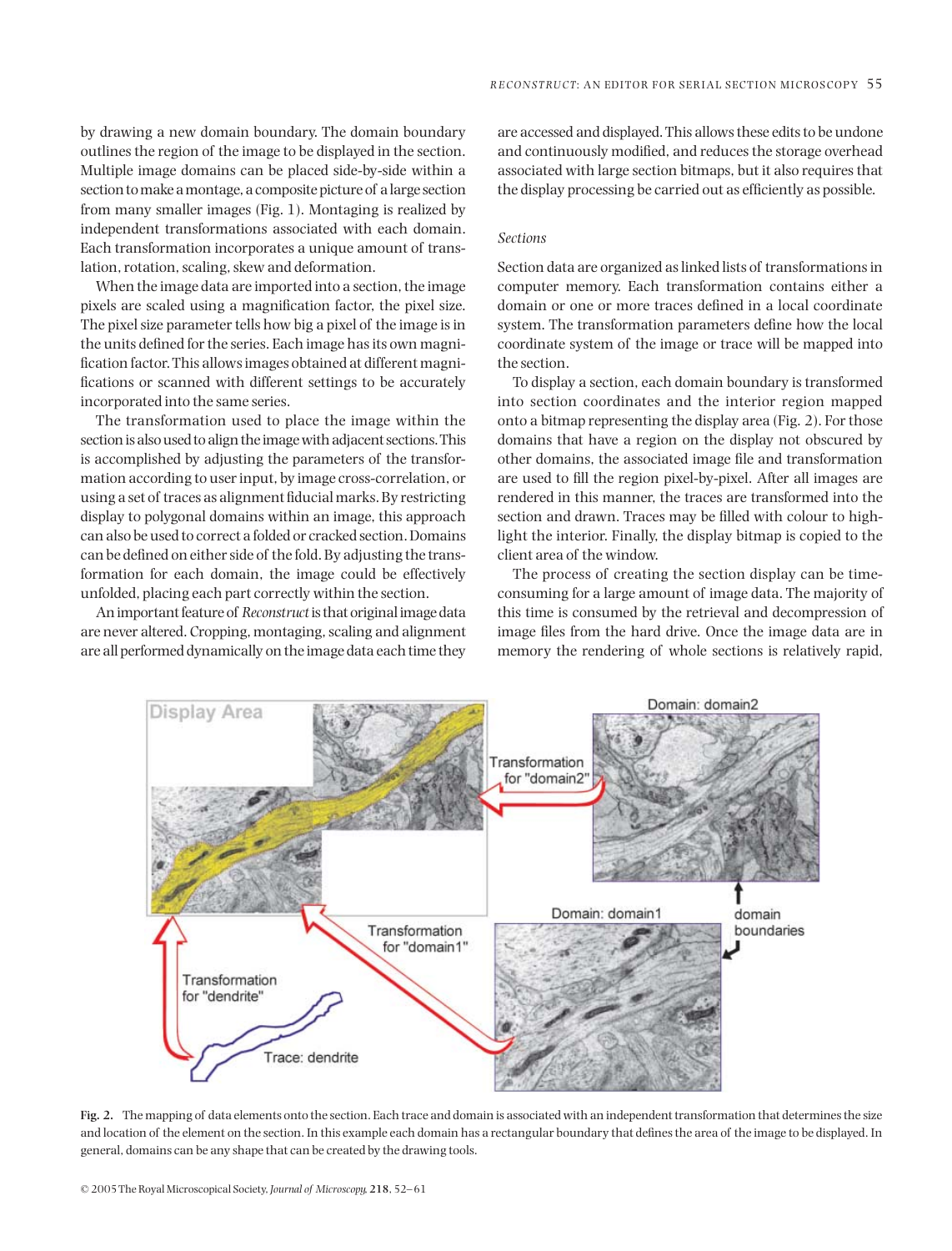by drawing a new domain boundary. The domain boundary outlines the region of the image to be displayed in the section. Multiple image domains can be placed side-by-side within a section to make a montage, a composite picture of a large section from many smaller images (Fig. 1). Montaging is realized by independent transformations associated with each domain. Each transformation incorporates a unique amount of translation, rotation, scaling, skew and deformation.

When the image data are imported into a section, the image pixels are scaled using a magnification factor, the pixel size. The pixel size parameter tells how big a pixel of the image is in the units defined for the series. Each image has its own magnification factor. This allows images obtained at different magnifications or scanned with different settings to be accurately incorporated into the same series.

The transformation used to place the image within the section is also used to align the image with adjacent sections. This is accomplished by adjusting the parameters of the transformation according to user input, by image cross-correlation, or using a set of traces as alignment fiducial marks. By restricting display to polygonal domains within an image, this approach can also be used to correct a folded or cracked section. Domains can be defined on either side of the fold. By adjusting the transformation for each domain, the image could be effectively unfolded, placing each part correctly within the section.

An important feature of *Reconstruct* is that original image data are never altered. Cropping, montaging, scaling and alignment are all performed dynamically on the image data each time they are accessed and displayed. This allows these edits to be undone and continuously modified, and reduces the storage overhead associated with large section bitmaps, but it also requires that the display processing be carried out as efficiently as possible.

### Sections

Section data are organized as linked lists of transformations in computer memory. Each transformation contains either a domain or one or more traces defined in a local coordinate system. The transformation parameters define how the local coordinate system of the image or trace will be mapped into the section.

To display a section, each domain boundary is transformed into section coordinates and the interior region mapped onto a bitmap representing the display area (Fig. 2). For those domains that have a region on the display not obscured by other domains, the associated image file and transformation are used to fill the region pixel-by-pixel. After all images are rendered in this manner, the traces are transformed into the section and drawn. Traces may be filled with colour to highlight the interior. Finally, the display bitmap is copied to the client area of the window.

The process of creating the section display can be time-consuming for a large amount of image data. The majority of this time is consumed by the retrieval and decompression of image files from the hard drive. Once the image data are in memory the rendering of whole sections is relatively rapid,

**Fig. 2.** The mapping of data elements onto the section. Each trace and domain is associated with an independent transformation that determines the size and location of the element on the section. In this example each domain has a rectangular boundary that defines the area of the image to be displayed. In general, domains can be any shape that can be created by the drawing tools.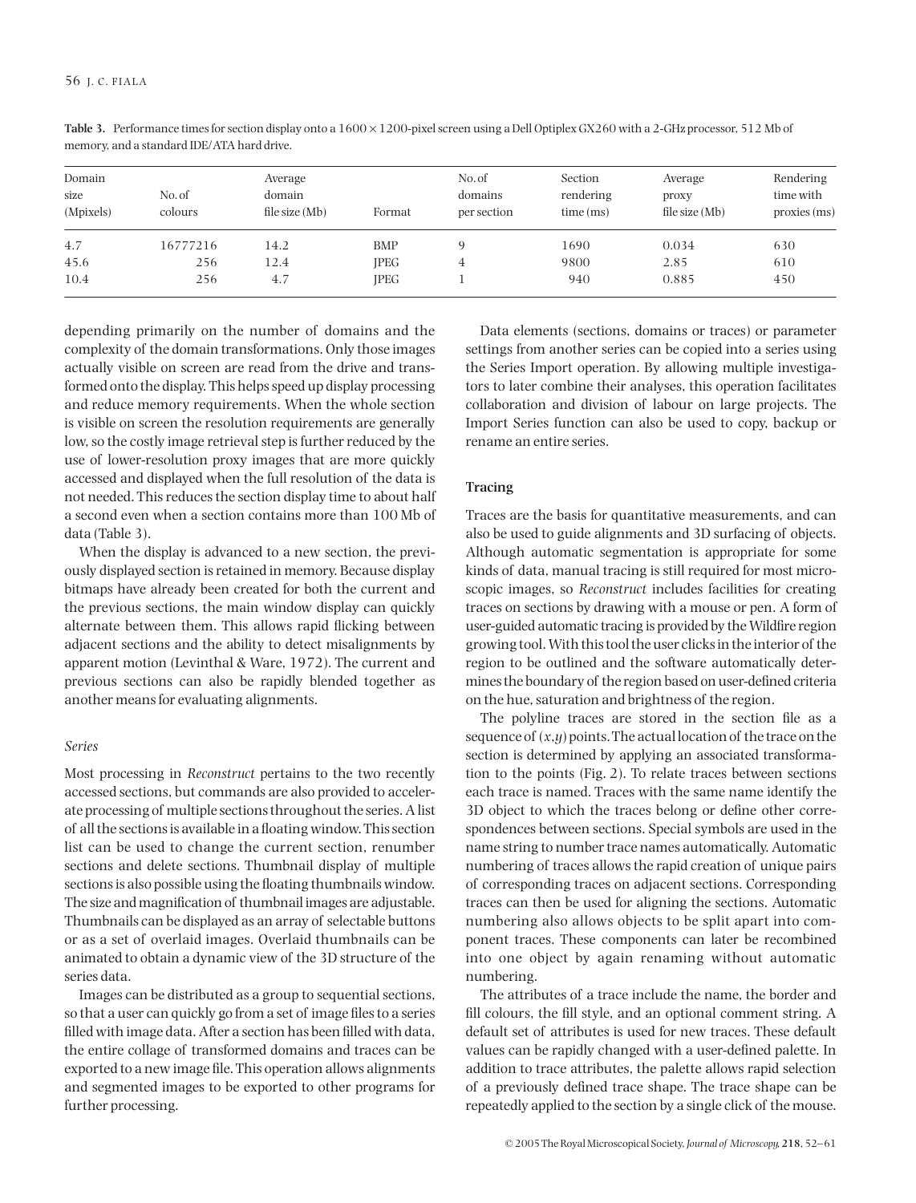**Table 3.** Performance times for section display onto a 1600 × 1200-pixel screen using a Dell Optiplex GX260 with a 2-GHz processor, 512 Mb of memory, and a standard IDE/ATA hard drive.

| Domain size (Mpixels) | No. of colours | Average domain file size (Mb) | Format | No. of domains per section | Section rendering time (ms) | Average proxy file size (Mb) | Rendering time with proxies (ms) |
|---|---|---|---|---|---|---|---|
| 4.7 | 16777216 | 14.2 | BMP | 9 | 1690 | 0.034 | 630 |
| 45.6 | 256 | 12.4 | JPEG | 4 | 9800 | 2.85 | 610 |
| 10.4 | 256 | 4.7 | JPEG | 1 | 940 | 0.885 | 450 |

depending primarily on the number of domains and the complexity of the domain transformations. Only those images actually visible on screen are read from the drive and transformed onto the display. This helps speed up display processing and reduce memory requirements. When the whole section is visible on screen the resolution requirements are generally low, so the costly image retrieval step is further reduced by the use of lower-resolution proxy images that are more quickly accessed and displayed when the full resolution of the data is not needed. This reduces the section display time to about half a second even when a section contains more than 100 Mb of data (Table 3).

When the display is advanced to a new section, the previously displayed section is retained in memory. Because display bitmaps have already been created for both the current and the previous sections, the main window display can quickly alternate between them. This allows rapid flicking between adjacent sections and the ability to detect misalignments by apparent motion (Levinthal & Ware, 1972). The current and previous sections can also be rapidly blended together as another means for evaluating alignments.

### *Series*

Most processing in *Reconstruct* pertains to the two recently accessed sections, but commands are also provided to accelerate processing of multiple sections throughout the series. A list of all the sections is available in a floating window. This section list can be used to change the current section, renumber sections and delete sections. Thumbnail display of multiple sections is also possible using the floating thumbnails window. The size and magnification of thumbnail images are adjustable. Thumbnails can be displayed as an array of selectable buttons or as a set of overlaid images. Overlaid thumbnails can be animated to obtain a dynamic view of the 3D structure of the series data.

Images can be distributed as a group to sequential sections, so that a user can quickly go from a set of image files to a series filled with image data. After a section has been filled with data, the entire collage of transformed domains and traces can be exported to a new image file. This operation allows alignments and segmented images to be exported to other programs for further processing.

Data elements (sections, domains or traces) or parameter settings from another series can be copied into a series using the Series Import operation. By allowing multiple investigators to later combine their analyses, this operation facilitates collaboration and division of labour on large projects. The Import Series function can also be used to copy, backup or rename an entire series.

## Tracing

Traces are the basis for quantitative measurements, and can also be used to guide alignments and 3D surfacing of objects. Although automatic segmentation is appropriate for some kinds of data, manual tracing is still required for most microscopic images, so *Reconstruct* includes facilities for creating traces on sections by drawing with a mouse or pen. A form of user-guided automatic tracing is provided by the Wildfire region growing tool. With this tool the user clicks in the interior of the region to be outlined and the software automatically determines the boundary of the region based on user-defined criteria on the hue, saturation and brightness of the region.

The polyline traces are stored in the section file as a sequence of $(x,y)$ points. The actual location of the trace on the section is determined by applying an associated transformation to the points (Fig. 2). To relate traces between sections each trace is named. Traces with the same name identify the 3D object to which the traces belong or define other correspondences between sections. Special symbols are used in the name string to number trace names automatically. Automatic numbering of traces allows the rapid creation of unique pairs of corresponding traces on adjacent sections. Corresponding traces can then be used for aligning the sections. Automatic numbering also allows objects to be split apart into component traces. These components can later be recombined into one object by again renaming without automatic numbering.

The attributes of a trace include the name, the border and fill colours, the fill style, and an optional comment string. A default set of attributes is used for new traces. These default values can be rapidly changed with a user-defined palette. In addition to trace attributes, the palette allows rapid selection of a previously defined trace shape. The trace shape can be repeatedly applied to the section by a single click of the mouse.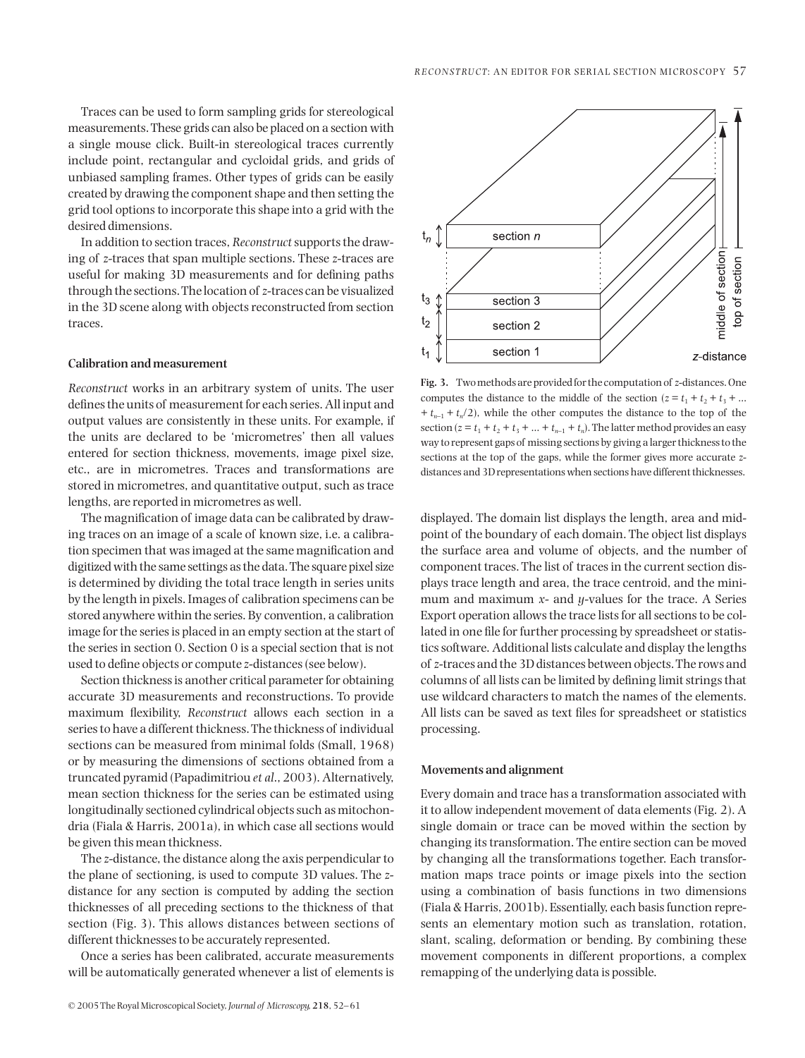Traces can be used to form sampling grids for stereological measurements. These grids can also be placed on a section with a single mouse click. Built-in stereological traces currently include point, rectangular and cycloidal grids, and grids of unbiased sampling frames. Other types of grids can be easily created by drawing the component shape and then setting the grid tool options to incorporate this shape into a grid with the desired dimensions.

In addition to section traces, *Reconstruct* supports the drawing of *z*-traces that span multiple sections. These *z*-traces are useful for making 3D measurements and for defining paths through the sections. The location of *z*-traces can be visualized in the 3D scene along with objects reconstructed from section traces.

### Calibration and measurement

*Reconstruct* works in an arbitrary system of units. The user defines the units of measurement for each series. All input and output values are consistently in these units. For example, if the units are declared to be 'micrometres' then all values entered for section thickness, movements, image pixel size, etc., are in micrometres. Traces and transformations are stored in micrometres, and quantitative output, such as trace lengths, are reported in micrometres as well.

The magnification of image data can be calibrated by drawing traces on an image of a scale of known size, i.e. a calibration specimen that was imaged at the same magnification and digitized with the same settings as the data. The square pixel size is determined by dividing the total trace length in series units by the length in pixels. Images of calibration specimens can be stored anywhere within the series. By convention, a calibration image for the series is placed in an empty section at the start of the series in section 0. Section 0 is a special section that is not used to define objects or compute *z*-distances (see below).

Section thickness is another critical parameter for obtaining accurate 3D measurements and reconstructions. To provide maximum flexibility, *Reconstruct* allows each section in a series to have a different thickness. The thickness of individual sections can be measured from minimal folds (Small, 1968) or by measuring the dimensions of sections obtained from a truncated pyramid (Papadimitriou *et al*., 2003). Alternatively, mean section thickness for the series can be estimated using longitudinally sectioned cylindrical objects such as mitochondria (Fiala & Harris, 2001a), in which case all sections would be given this mean thickness.

The *z*-distance, the distance along the axis perpendicular to the plane of sectioning, is used to compute 3D values. The *z*-distance for any section is computed by adding the section thicknesses of all preceding sections to the thickness of that section (Fig. 3). This allows distances between sections of different thicknesses to be accurately represented.

Once a series has been calibrated, accurate measurements will be automatically generated whenever a list of elements is displayed. The domain list displays the length, area and midpoint of the boundary of each domain. The object list displays the surface area and volume of objects, and the number of component traces. The list of traces in the current section displays trace length and area, the trace centroid, and the minimum and maximum *x*- and *y*-values for the trace. A Series Export operation allows the trace lists for all sections to be collated in one file for further processing by spreadsheet or statistics software. Additional lists calculate and display the lengths of *z*-traces and the 3D distances between objects. The rows and columns of all lists can be limited by defining limit strings that use wildcard characters to match the names of the elements. All lists can be saved as text files for spreadsheet or statistics processing.

**Fig. 3.** Two methods are provided for the computation of *z*-distances. One computes the distance to the middle of the section ($z = t_1 + t_2 + t_3 + \ldots + t_{n-1} + t_n/2$), while the other computes the distance to the top of the section ($z = t_1 + t_2 + t_3 + \ldots + t_{n-1} + t_n$). The latter method provides an easy way to represent gaps of missing sections by giving a larger thickness to the sections at the top of the gaps, while the former gives more accurate *z*-distances and 3D representations when sections have different thicknesses.

### Movements and alignment

Every domain and trace has a transformation associated with it to allow independent movement of data elements (Fig. 2). A single domain or trace can be moved within the section by changing its transformation. The entire section can be moved by changing all the transformations together. Each transformation maps trace points or image pixels into the section using a combination of basis functions in two dimensions (Fiala & Harris, 2001b). Essentially, each basis function represents an elementary motion such as translation, rotation, slant, scaling, deformation or bending. By combining these movement components in different proportions, a complex remapping of the underlying data is possible.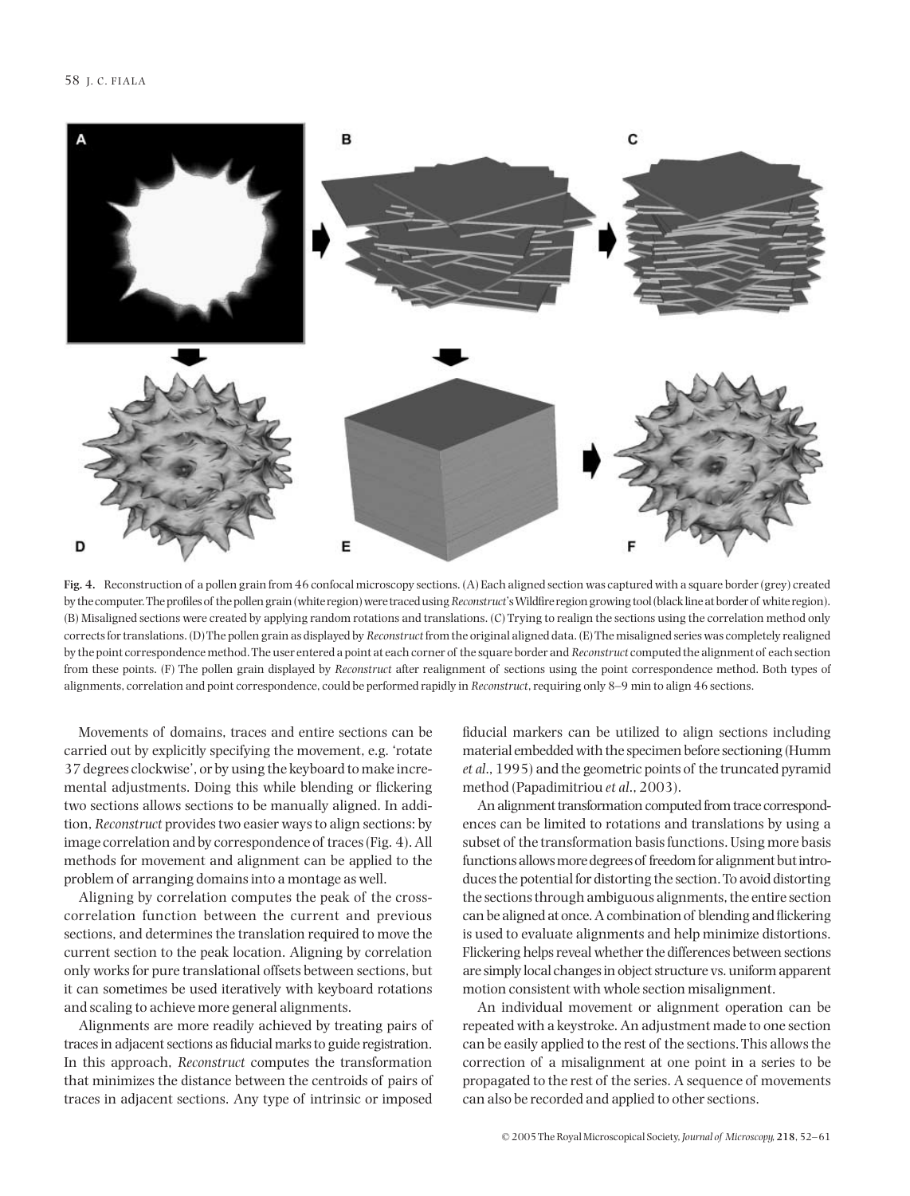A B C D E F

**Fig. 4.** Reconstruction of a pollen grain from 46 confocal microscopy sections. (A) Each aligned section was captured with a square border (grey) created by the computer. The profiles of the pollen grain (white region) were traced using *Reconstruct*'s Wildfire region growing tool (black line at border of white region). (B) Misaligned sections were created by applying random rotations and translations. (C) Trying to realign the sections using the correlation method only corrects for translations. (D) The pollen grain as displayed by *Reconstruct* from the original aligned data. (E) The misaligned series was completely realigned by the point correspondence method. The user entered a point at each corner of the square border and *Reconstruct* computed the alignment of each section from these points. (F) The pollen grain displayed by *Reconstruct* after realignment of sections using the point correspondence method. Both types of alignments, correlation and point correspondence, could be performed rapidly in *Reconstruct*, requiring only 8–9 min to align 46 sections.

Movements of domains, traces and entire sections can be carried out by explicitly specifying the movement, e.g. 'rotate 37 degrees clockwise', or by using the keyboard to make incremental adjustments. Doing this while blending or flickering two sections allows sections to be manually aligned. In addition, *Reconstruct* provides two easier ways to align sections: by image correlation and by correspondence of traces (Fig. 4). All methods for movement and alignment can be applied to the problem of arranging domains into a montage as well.

Aligning by correlation computes the peak of the cross-correlation function between the current and previous sections, and determines the translation required to move the current section to the peak location. Aligning by correlation only works for pure translational offsets between sections, but it can sometimes be used iteratively with keyboard rotations and scaling to achieve more general alignments.

Alignments are more readily achieved by treating pairs of traces in adjacent sections as fiducial marks to guide registration. In this approach, *Reconstruct* computes the transformation that minimizes the distance between the centroids of pairs of traces in adjacent sections. Any type of intrinsic or imposed fiducial markers can be utilized to align sections including material embedded with the specimen before sectioning (Humm *et al*., 1995) and the geometric points of the truncated pyramid method (Papadimitriou *et al*., 2003).

An alignment transformation computed from trace correspondences can be limited to rotations and translations by using a subset of the transformation basis functions. Using more basis functions allows more degrees of freedom for alignment but introduces the potential for distorting the section. To avoid distorting the sections through ambiguous alignments, the entire section can be aligned at once. A combination of blending and flickering is used to evaluate alignments and help minimize distortions. Flickering helps reveal whether the differences between sections are simply local changes in object structure vs. uniform apparent motion consistent with whole section misalignment.

An individual movement or alignment operation can be repeated with a keystroke. An adjustment made to one section can be easily applied to the rest of the sections. This allows the correction of a misalignment at one point in a series to be propagated to the rest of the series. A sequence of movements can also be recorded and applied to other sections.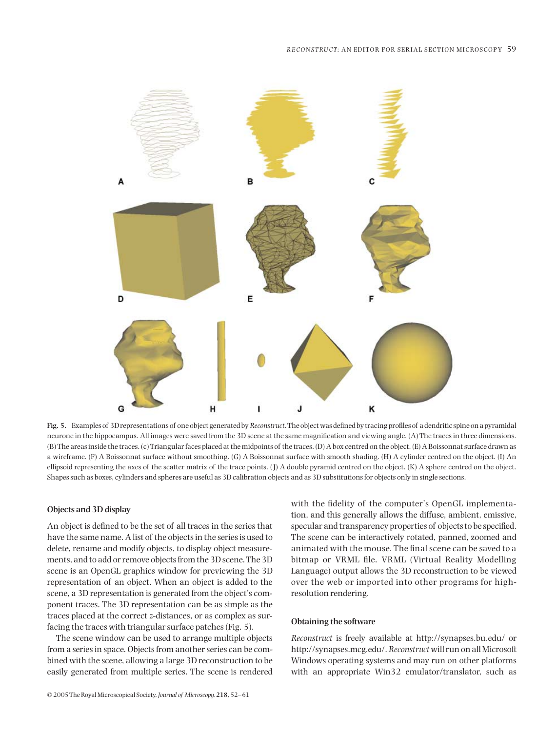**Fig. 5.** Examples of 3D representations of one object generated by *Reconstruct*. The object was defined by tracing profiles of a dendritic spine on a pyramidal neurone in the hippocampus. All images were saved from the 3D scene at the same magnification and viewing angle. (A) The traces in three dimensions. (B) The areas inside the traces. (c) Triangular faces placed at the midpoints of the traces. (D) A box centred on the object. (E) A Boissonnat surface drawn as a wireframe. (F) A Boissonnat surface without smoothing. (G) A Boissonnat surface with smooth shading. (H) A cylinder centred on the object. (I) An ellipsoid representing the axes of the scatter matrix of the trace points. (J) A double pyramid centred on the object. (K) A sphere centred on the object. Shapes such as boxes, cylinders and spheres are useful as 3D calibration objects and as 3D substitutions for objects only in single sections.

### Objects and 3D display

An object is defined to be the set of all traces in the series that have the same name. A list of the objects in the series is used to delete, rename and modify objects, to display object measurements, and to add or remove objects from the 3D scene. The 3D scene is an OpenGL graphics window for previewing the 3D representation of an object. When an object is added to the scene, a 3D representation is generated from the object's component traces. The 3D representation can be as simple as the traces placed at the correct *z*-distances, or as complex as surfacing the traces with triangular surface patches (Fig. 5).

The scene window can be used to arrange multiple objects from a series in space. Objects from another series can be combined with the scene, allowing a large 3D reconstruction to be easily generated from multiple series. The scene is rendered with the fidelity of the computer's OpenGL implementation, and this generally allows the diffuse, ambient, emissive, specular and transparency properties of objects to be specified. The scene can be interactively rotated, panned, zoomed and animated with the mouse. The final scene can be saved to a bitmap or VRML file. VRML (Virtual Reality Modelling Language) output allows the 3D reconstruction to be viewed over the web or imported into other programs for high-resolution rendering.

### Obtaining the software

*Reconstruct* is freely available at http://synapses.bu.edu/ or http://synapses.mcg.edu/. *Reconstruct* will run on all Microsoft Windows operating systems and may run on other platforms with an appropriate Win32 emulator/translator, such as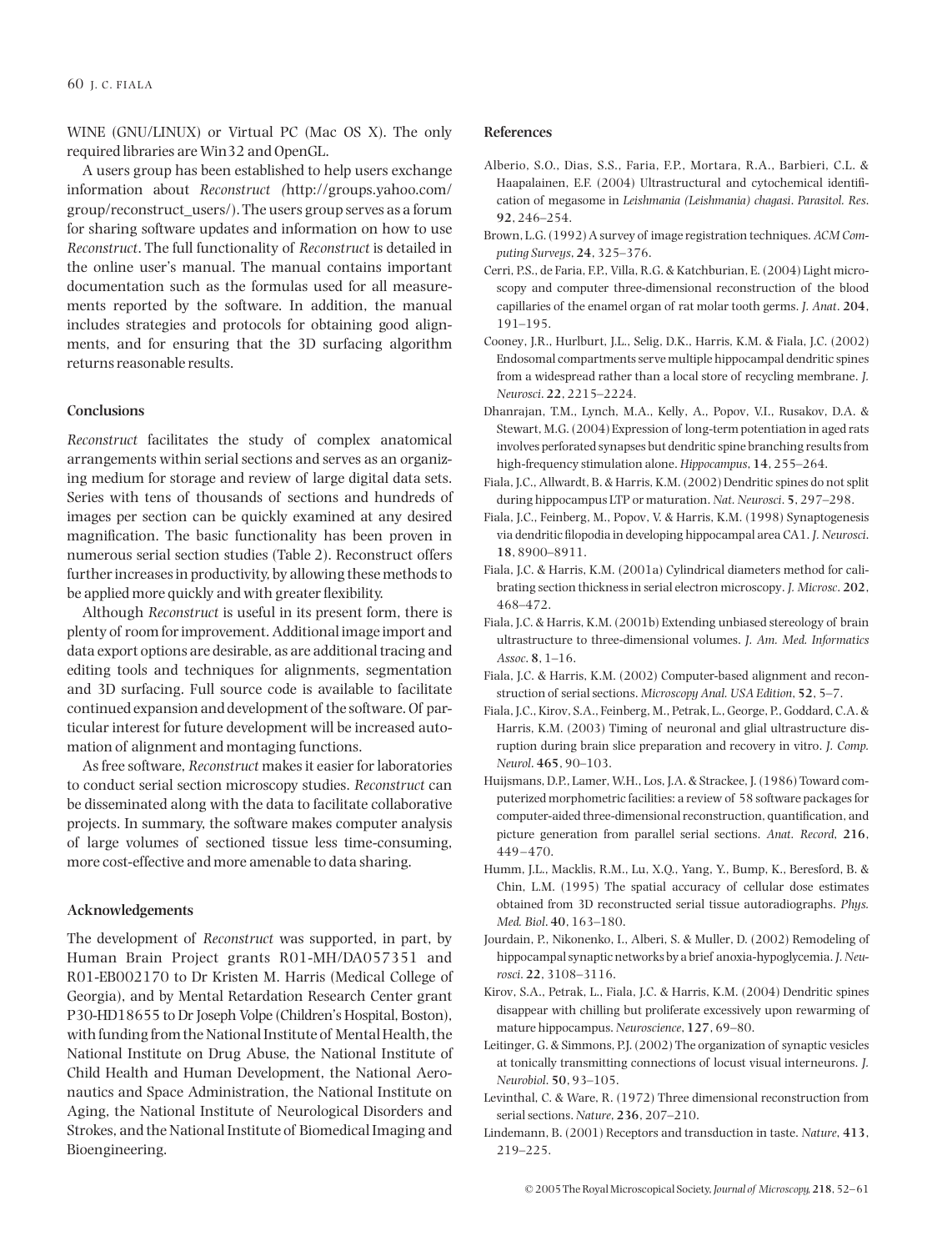WINE (GNU/LINUX) or Virtual PC (Mac OS X). The only required libraries are Win32 and OpenGL.

A users group has been established to help users exchange information about *Reconstruct* (http://groups.yahoo.com/group/reconstruct_users/). The users group serves as a forum for sharing software updates and information on how to use *Reconstruct*. The full functionality of *Reconstruct* is detailed in the online user's manual. The manual contains important documentation such as the formulas used for all measurements reported by the software. In addition, the manual includes strategies and protocols for obtaining good alignments, and for ensuring that the 3D surfacing algorithm returns reasonable results.

## Conclusions

*Reconstruct* facilitates the study of complex anatomical arrangements within serial sections and serves as an organizing medium for storage and review of large digital data sets. Series with tens of thousands of sections and hundreds of images per section can be quickly examined at any desired magnification. The basic functionality has been proven in numerous serial section studies (Table 2). Reconstruct offers further increases in productivity, by allowing these methods to be applied more quickly and with greater flexibility.

Although *Reconstruct* is useful in its present form, there is plenty of room for improvement. Additional image import and data export options are desirable, as are additional tracing and editing tools and techniques for alignments, segmentation and 3D surfacing. Full source code is available to facilitate continued expansion and development of the software. Of particular interest for future development will be increased automation of alignment and montaging functions.

As free software, *Reconstruct* makes it easier for laboratories to conduct serial section microscopy studies. *Reconstruct* can be disseminated along with the data to facilitate collaborative projects. In summary, the software makes computer analysis of large volumes of sectioned tissue less time-consuming, more cost-effective and more amenable to data sharing.

## Acknowledgements

The development of *Reconstruct* was supported, in part, by Human Brain Project grants R01-MH/DA057351 and R01-EB002170 to Dr Kristen M. Harris (Medical College of Georgia), and by Mental Retardation Research Center grant P30-HD18655 to Dr Joseph Volpe (Children's Hospital, Boston), with funding from the National Institute of Mental Health, the National Institute on Drug Abuse, the National Institute of Child Health and Human Development, the National Aeronautics and Space Administration, the National Institute on Aging, the National Institute of Neurological Disorders and Strokes, and the National Institute of Biomedical Imaging and Bioengineering.

## References

Alberio, S.O., Dias, S.S., Faria, F.P., Mortara, R.A., Barbieri, C.L. & Haapalainen, E.F. (2004) Ultrastructural and cytochemical identification of megasome in *Leishmania (Leishmania) chagasi*. *Parasitol. Res*. **92**, 246–254.

Brown, L.G. (1992) A survey of image registration techniques. *ACM Computing Surveys*, **24**, 325–376.

Cerri, P.S., de Faria, F.P., Villa, R.G. & Katchburian, E. (2004) Light microscopy and computer three-dimensional reconstruction of the blood capillaries of the enamel organ of rat molar tooth germs. *J. Anat*. **204**, 191–195.

Cooney, J.R., Hurlburt, J.L., Selig, D.K., Harris, K.M. & Fiala, J.C. (2002) Endosomal compartments serve multiple hippocampal dendritic spines from a widespread rather than a local store of recycling membrane. *J. Neurosci*. **22**, 2215–2224.

Dhanrajan, T.M., Lynch, M.A., Kelly, A., Popov, V.I., Rusakov, D.A. & Stewart, M.G. (2004) Expression of long-term potentiation in aged rats involves perforated synapses but dendritic spine branching results from high-frequency stimulation alone. *Hippocampus*, **14**, 255–264.

Fiala, J.C., Allwardt, B. & Harris, K.M. (2002) Dendritic spines do not split during hippocampus LTP or maturation. *Nat. Neurosci*. **5**, 297–298.

Fiala, J.C., Feinberg, M., Popov, V. & Harris, K.M. (1998) Synaptogenesis via dendritic filopodia in developing hippocampal area CA1. *J. Neurosci*. **18**, 8900–8911.

Fiala, J.C. & Harris, K.M. (2001a) Cylindrical diameters method for calibrating section thickness in serial electron microscopy. *J. Microsc*. **202**, 468–472.

Fiala, J.C. & Harris, K.M. (2001b) Extending unbiased stereology of brain ultrastructure to three-dimensional volumes. *J. Am. Med. Informatics Assoc*. **8**, 1–16.

Fiala, J.C. & Harris, K.M. (2002) Computer-based alignment and reconstruction of serial sections. *Microscopy Anal. USA Edition*, **52**, 5–7.

Fiala, J.C., Kirov, S.A., Feinberg, M., Petrak, L., George, P., Goddard, C.A. & Harris, K.M. (2003) Timing of neuronal and glial ultrastructure disruption during brain slice preparation and recovery in vitro. *J. Comp. Neurol*. **465**, 90–103.

Huijsmans, D.P., Lamer, W.H., Los, J.A. & Strackee, J. (1986) Toward computerized morphometric facilities: a review of 58 software packages for computer-aided three-dimensional reconstruction, quantification, and picture generation from parallel serial sections. *Anat. Record*, **216**, 449–470.

Humm, J.L., Macklis, R.M., Lu, X.Q., Yang, Y., Bump, K., Beresford, B. & Chin, L.M. (1995) The spatial accuracy of cellular dose estimates obtained from 3D reconstructed serial tissue autoradiographs. *Phys. Med. Biol*. **40**, 163–180.

Jourdain, P., Nikonenko, I., Alberi, S. & Muller, D. (2002) Remodeling of hippocampal synaptic networks by a brief anoxia-hypoglycemia. *J. Neurosci*. **22**, 3108–3116.

Kirov, S.A., Petrak, L., Fiala, J.C. & Harris, K.M. (2004) Dendritic spines disappear with chilling but proliferate excessively upon rewarming of mature hippocampus. *Neuroscience*, **127**, 69–80.

Leitinger, G. & Simmons, P.J. (2002) The organization of synaptic vesicles at tonically transmitting connections of locust visual interneurons. *J. Neurobiol*. **50**, 93–105.

Levinthal, C. & Ware, R. (1972) Three dimensional reconstruction from serial sections. *Nature*, **236**, 207–210.

Lindemann, B. (2001) Receptors and transduction in taste. *Nature*, **413**, 219–225.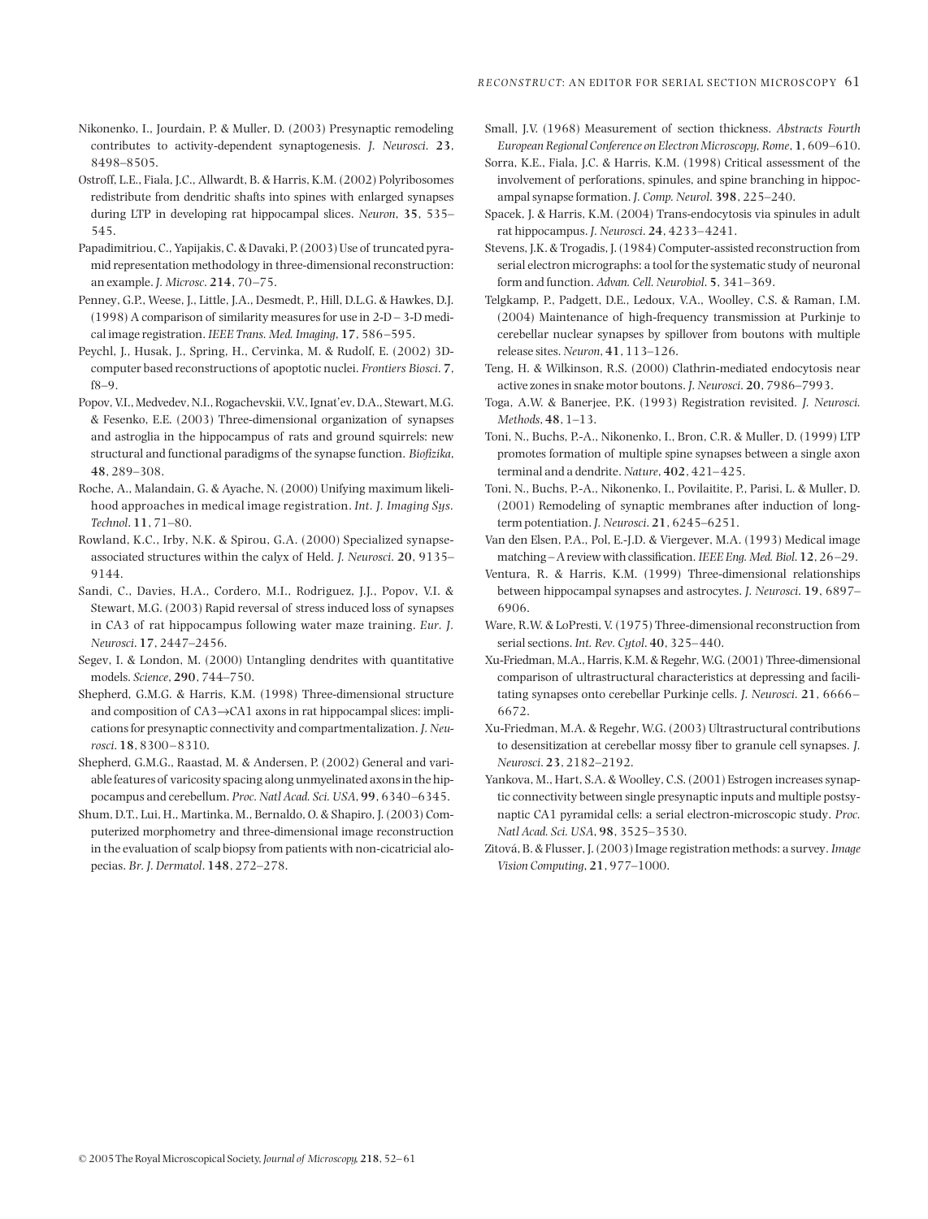Nikonenko, I., Jourdain, P. & Muller, D. (2003) Presynaptic remodeling contributes to activity-dependent synaptogenesis. *J. Neurosci.* **23**, 8498–8505.

Ostroff, L.E., Fiala, J.C., Allwardt, B. & Harris, K.M. (2002) Polyribosomes redistribute from dendritic shafts into spines with enlarged synapses during LTP in developing rat hippocampal slices. *Neuron*, **35**, 535–545.

Papadimitriou, C., Yapijakis, C. & Davaki, P. (2003) Use of truncated pyramid representation methodology in three-dimensional reconstruction: an example. *J. Microsc.* **214**, 70–75.

Penney, G.P., Weese, J., Little, J.A., Desmedt, P., Hill, D.L.G. & Hawkes, D.J. (1998) A comparison of similarity measures for use in 2-D – 3-D medical image registration. *IEEE Trans. Med. Imaging*, **17**, 586–595.

Peychl, J., Husak, J., Spring, H., Cervinka, M. & Rudolf, E. (2002) 3D-computer based reconstructions of apoptotic nuclei. *Frontiers Biosci.* **7**, f8–9.

Popov, V.I., Medvedev, N.I., Rogachevskii, V.V., Ignat'ev, D.A., Stewart, M.G. & Fesenko, E.E. (2003) Three-dimensional organization of synapses and astroglia in the hippocampus of rats and ground squirrels: new structural and functional paradigms of the synapse function. *Biofizika*, **48**, 289–308.

Roche, A., Malandain, G. & Ayache, N. (2000) Unifying maximum likelihood approaches in medical image registration. *Int. J. Imaging Sys. Technol.* **11**, 71–80.

Rowland, K.C., Irby, N.K. & Spirou, G.A. (2000) Specialized synapse-associated structures within the calyx of Held. *J. Neurosci.* **20**, 9135–9144.

Sandi, C., Davies, H.A., Cordero, M.I., Rodriguez, J.J., Popov, V.I. & Stewart, M.G. (2003) Rapid reversal of stress induced loss of synapses in CA3 of rat hippocampus following water maze training. *Eur. J. Neurosci.* **17**, 2447–2456.

Segev, I. & London, M. (2000) Untangling dendrites with quantitative models. *Science*, **290**, 744–750.

Shepherd, G.M.G. & Harris, K.M. (1998) Three-dimensional structure and composition of CA3→CA1 axons in rat hippocampal slices: implications for presynaptic connectivity and compartmentalization. *J. Neurosci.* **18**, 8300–8310.

Shepherd, G.M.G., Raastad, M. & Andersen, P. (2002) General and variable features of varicosity spacing along unmyelinated axons in the hippocampus and cerebellum. *Proc. Natl Acad. Sci. USA*, **99**, 6340–6345.

Shum, D.T., Lui, H., Martinka, M., Bernaldo, O. & Shapiro, J. (2003) Computerized morphometry and three-dimensional image reconstruction in the evaluation of scalp biopsy from patients with non-cicatricial alopecias. *Br. J. Dermatol.* **148**, 272–278.

Small, J.V. (1968) Measurement of section thickness. *Abstracts Fourth European Regional Conference on Electron Microscopy, Rome*, **1**, 609–610.

Sorra, K.E., Fiala, J.C. & Harris, K.M. (1998) Critical assessment of the involvement of perforations, spinules, and spine branching in hippocampal synapse formation. *J. Comp. Neurol.* **398**, 225–240.

Spacek, J. & Harris, K.M. (2004) Trans-endocytosis via spinules in adult rat hippocampus. *J. Neurosci.* **24**, 4233–4241.

Stevens, J.K. & Trogadis, J. (1984) Computer-assisted reconstruction from serial electron micrographs: a tool for the systematic study of neuronal form and function. *Advan. Cell. Neurobiol.* **5**, 341–369.

Telgkamp, P., Padgett, D.E., Ledoux, V.A., Woolley, C.S. & Raman, I.M. (2004) Maintenance of high-frequency transmission at Purkinje to cerebellar nuclear synapses by spillover from boutons with multiple release sites. *Neuron*, **41**, 113–126.

Teng, H. & Wilkinson, R.S. (2000) Clathrin-mediated endocytosis near active zones in snake motor boutons. *J. Neurosci.* **20**, 7986–7993.

Toga, A.W. & Banerjee, P.K. (1993) Registration revisited. *J. Neurosci. Methods*, **48**, 1–13.

Toni, N., Buchs, P.-A., Nikonenko, I., Bron, C.R. & Muller, D. (1999) LTP promotes formation of multiple spine synapses between a single axon terminal and a dendrite. *Nature*, **402**, 421–425.

Toni, N., Buchs, P.-A., Nikonenko, I., Povilaitite, P., Parisi, L. & Muller, D. (2001) Remodeling of synaptic membranes after induction of long-term potentiation. *J. Neurosci.* **21**, 6245–6251.

Van den Elsen, P.A., Pol, E.-J.D. & Viergever, M.A. (1993) Medical image matching – A review with classification. *IEEE Eng. Med. Biol.* **12**, 26–29.

Ventura, R. & Harris, K.M. (1999) Three-dimensional relationships between hippocampal synapses and astrocytes. *J. Neurosci.* **19**, 6897–6906.

Ware, R.W. & LoPresti, V. (1975) Three-dimensional reconstruction from serial sections. *Int. Rev. Cytol.* **40**, 325–440.

Xu-Friedman, M.A., Harris, K.M. & Regehr, W.G. (2001) Three-dimensional comparison of ultrastructural characteristics at depressing and facilitating synapses onto cerebellar Purkinje cells. *J. Neurosci.* **21**, 6666–6672.

Xu-Friedman, M.A. & Regehr, W.G. (2003) Ultrastructural contributions to desensitization at cerebellar mossy fiber to granule cell synapses. *J. Neurosci.* **23**, 2182–2192.

Yankova, M., Hart, S.A. & Woolley, C.S. (2001) Estrogen increases synaptic connectivity between single presynaptic inputs and multiple postsynaptic CA1 pyramidal cells: a serial electron-microscopic study. *Proc. Natl Acad. Sci. USA*, **98**, 3525–3530.

Zitová, B. & Flusser, J. (2003) Image registration methods: a survey. *Image Vision Computing*, **21**, 977–1000.